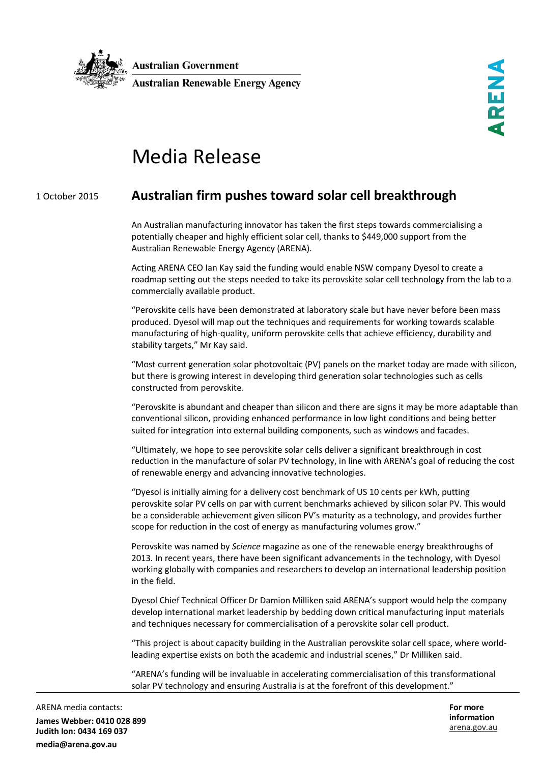Australian Government

Australian Renewable Energy Agency

ARENA

# Media Release

1 October 2015

## Australian firm pushes toward solar cell breakthrough

An Australian manufacturing innovator has taken the first steps towards commercialising a potentially cheaper and highly efficient solar cell, thanks to $449,000 support from the Australian Renewable Energy Agency (ARENA).

Acting ARENA CEO Ian Kay said the funding would enable NSW company Dyesol to create a roadmap setting out the steps needed to take its perovskite solar cell technology from the lab to a commercially available product.

"Perovskite cells have been demonstrated at laboratory scale but have never before been mass produced. Dyesol will map out the techniques and requirements for working towards scalable manufacturing of high-quality, uniform perovskite cells that achieve efficiency, durability and stability targets," Mr Kay said.

"Most current generation solar photovoltaic (PV) panels on the market today are made with silicon, but there is growing interest in developing third generation solar technologies such as cells constructed from perovskite.

"Perovskite is abundant and cheaper than silicon and there are signs it may be more adaptable than conventional silicon, providing enhanced performance in low light conditions and being better suited for integration into external building components, such as windows and facades.

"Ultimately, we hope to see perovskite solar cells deliver a significant breakthrough in cost reduction in the manufacture of solar PV technology, in line with ARENA's goal of reducing the cost of renewable energy and advancing innovative technologies.

"Dyesol is initially aiming for a delivery cost benchmark of US 10 cents per kWh, putting perovskite solar PV cells on par with current benchmarks achieved by silicon solar PV. This would be a considerable achievement given silicon PV's maturity as a technology, and provides further scope for reduction in the cost of energy as manufacturing volumes grow."

Perovskite was named by *Science* magazine as one of the renewable energy breakthroughs of 2013. In recent years, there have been significant advancements in the technology, with Dyesol working globally with companies and researchers to develop an international leadership position in the field.

Dyesol Chief Technical Officer Dr Damion Milliken said ARENA's support would help the company develop international market leadership by bedding down critical manufacturing input materials and techniques necessary for commercialisation of a perovskite solar cell product.

"This project is about capacity building in the Australian perovskite solar cell space, where world-leading expertise exists on both the academic and industrial scenes," Dr Milliken said.

"ARENA's funding will be invaluable in accelerating commercialisation of this transformational solar PV technology and ensuring Australia is at the forefront of this development."

ARENA media contacts:

**James Webber: 0410 028 899**
**Judith Ion: 0434 169 037**
**media@arena.gov.au**

**For more information**
arena.gov.au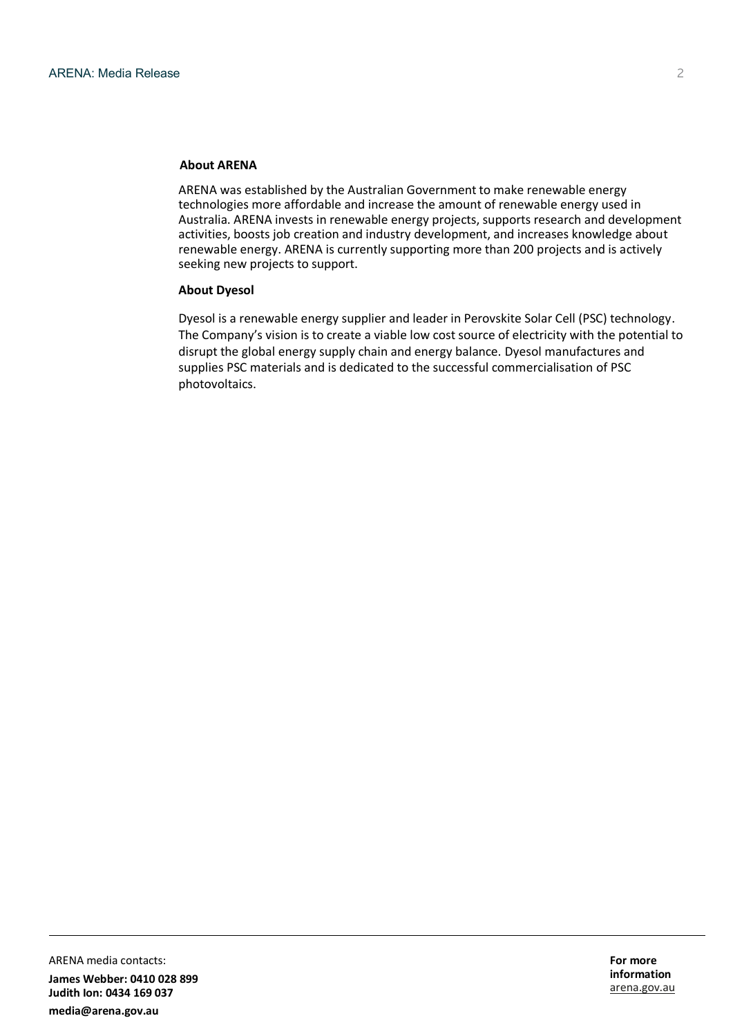**About ARENA**

ARENA was established by the Australian Government to make renewable energy technologies more affordable and increase the amount of renewable energy used in Australia. ARENA invests in renewable energy projects, supports research and development activities, boosts job creation and industry development, and increases knowledge about renewable energy. ARENA is currently supporting more than 200 projects and is actively seeking new projects to support.

**About Dyesol**

Dyesol is a renewable energy supplier and leader in Perovskite Solar Cell (PSC) technology. The Company's vision is to create a viable low cost source of electricity with the potential to disrupt the global energy supply chain and energy balance. Dyesol manufactures and supplies PSC materials and is dedicated to the successful commercialisation of PSC photovoltaics.

ARENA media contacts:

**James Webber: 0410 028 899**
**Judith Ion: 0434 169 037**

**media@arena.gov.au**

**For more information**
arena.gov.au